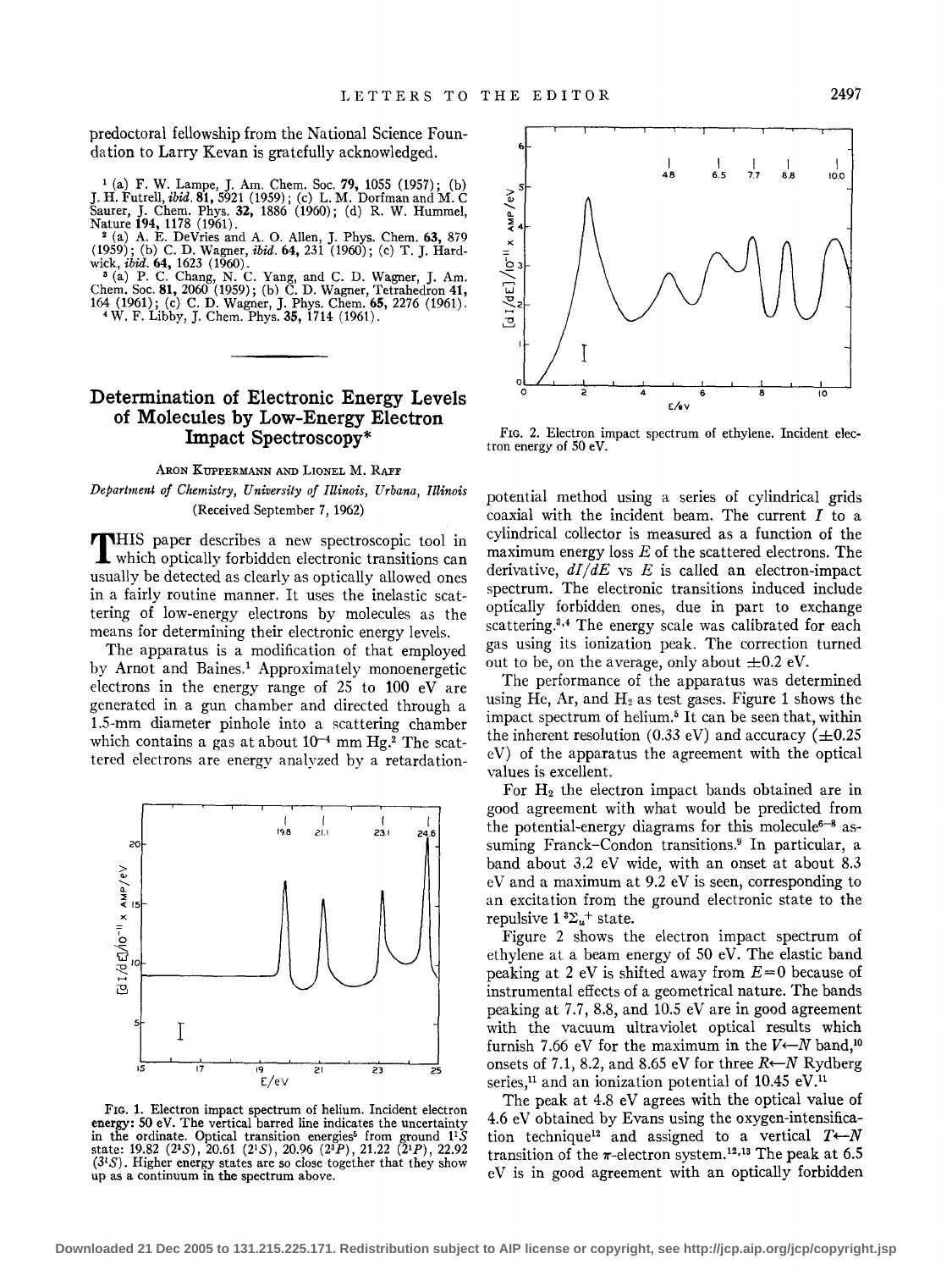predoctoral fellowship from the National Science Foundation to Larry Kevan is gratefully acknowledged.

[1] (a) F. W. Lampe, J. Am. Chem. Soc. 79, 1055 (1957); (b) J. H. Futrell, *ibid.* 81, 5921 (1959); (c) L. M. Dorfman and M. C Saurer, J. Chem. Phys. 32, 1886 (1960); (d) R. W. Hummel, Nature 194, 1178 (1961).

[2] (a) A. E. DeVries and A. O. Allen, J. Phys. Chem. 63, 879 (1959); (b) C. D. Wagner, *ibid.* 64, 231 (1960); (c) T. J. Hardwick, *ibid.* 64, 1623 (1960).

[3] (a) P. C. Chang, N. C. Yang, and C. D. Wagner, J. Am. Chem. Soc. 81, 2060 (1959); (b) C. D. Wagner, Tetrahedron 41, 164 (1961); (c) C. D. Wagner, J. Phys. Chem. 65, 2276 (1961).

[4] W. F. Libby, J. Chem. Phys. 35, 1714 (1961).

# Determination of Electronic Energy Levels of Molecules by Low-Energy Electron Impact Spectroscopy*

Aron Kuppermann and Lionel M. Raff

*Department of Chemistry, University of Illinois, Urbana, Illinois*
(Received September 7, 1962)

THIS paper describes a new spectroscopic tool in which optically forbidden electronic transitions can usually be detected as clearly as optically allowed ones in a fairly routine manner. It uses the inelastic scattering of low-energy electrons by molecules as the means for determining their electronic energy levels.

The apparatus is a modification of that employed by Arnot and Baines.[1] Approximately monoenergetic electrons in the energy range of 25 to 100 eV are generated in a gun chamber and directed through a 1.5-mm diameter pinhole into a scattering chamber which contains a gas at about $10^{-4}$ mm Hg.[2] The scattered electrons are energy analyzed by a retardation-potential method using a series of cylindrical grids coaxial with the incident beam. The current $I$ to a cylindrical collector is measured as a function of the maximum energy loss $E$ of the scattered electrons. The derivative, $dI/dE$ vs $E$ is called an electron-impact spectrum. The electronic transitions induced include optically forbidden ones, due in part to exchange scattering.[3,4] The energy scale was calibrated for each gas using its ionization peak. The correction turned out to be, on the average, only about $\pm 0.2$ eV.

Fig. 1. Electron impact spectrum of helium. Incident electron energy: 50 eV. The vertical barred line indicates the uncertainty in the ordinate. Optical transition energies[5] from ground $1^1S$ state: 19.82 ($2^3S$), 20.61 ($2^1S$), 20.96 ($2^3P$), 21.22 ($2^1P$), 22.92 ($3^1S$). Higher energy states are so close together that they show up as a continuum in the spectrum above.

Fig. 2. Electron impact spectrum of ethylene. Incident electron energy of 50 eV.

The performance of the apparatus was determined using He, Ar, and $H_2$ as test gases. Figure 1 shows the impact spectrum of helium.[5] It can be seen that, within the inherent resolution (0.33 eV) and accuracy ($\pm 0.25$ eV) of the apparatus the agreement with the optical values is excellent.

For $H_2$ the electron impact bands obtained are in good agreement with what would be predicted from the potential-energy diagrams for this molecule[6-8] assuming Franck–Condon transitions.[9] In particular, a band about 3.2 eV wide, with an onset at about 8.3 eV and a maximum at 9.2 eV is seen, corresponding to an excitation from the ground electronic state to the repulsive $1\,^3\Sigma_u^+$ state.

Figure 2 shows the electron impact spectrum of ethylene at a beam energy of 50 eV. The elastic band peaking at 2 eV is shifted away from $E=0$ because of instrumental effects of a geometrical nature. The bands peaking at 7.7, 8.8, and 10.5 eV are in good agreement with the vacuum ultraviolet optical results which furnish 7.66 eV for the maximum in the $V\leftarrow N$ band,[10] onsets of 7.1, 8.2, and 8.65 eV for three $R\leftarrow N$ Rydberg series,[11] and an ionization potential of 10.45 eV.[11]

The peak at 4.8 eV agrees with the optical value of 4.6 eV obtained by Evans using the oxygen-intensification technique[12] and assigned to a vertical $T\leftarrow N$ transition of the $\pi$-electron system.[12,13] The peak at 6.5 eV is in good agreement with an optically forbidden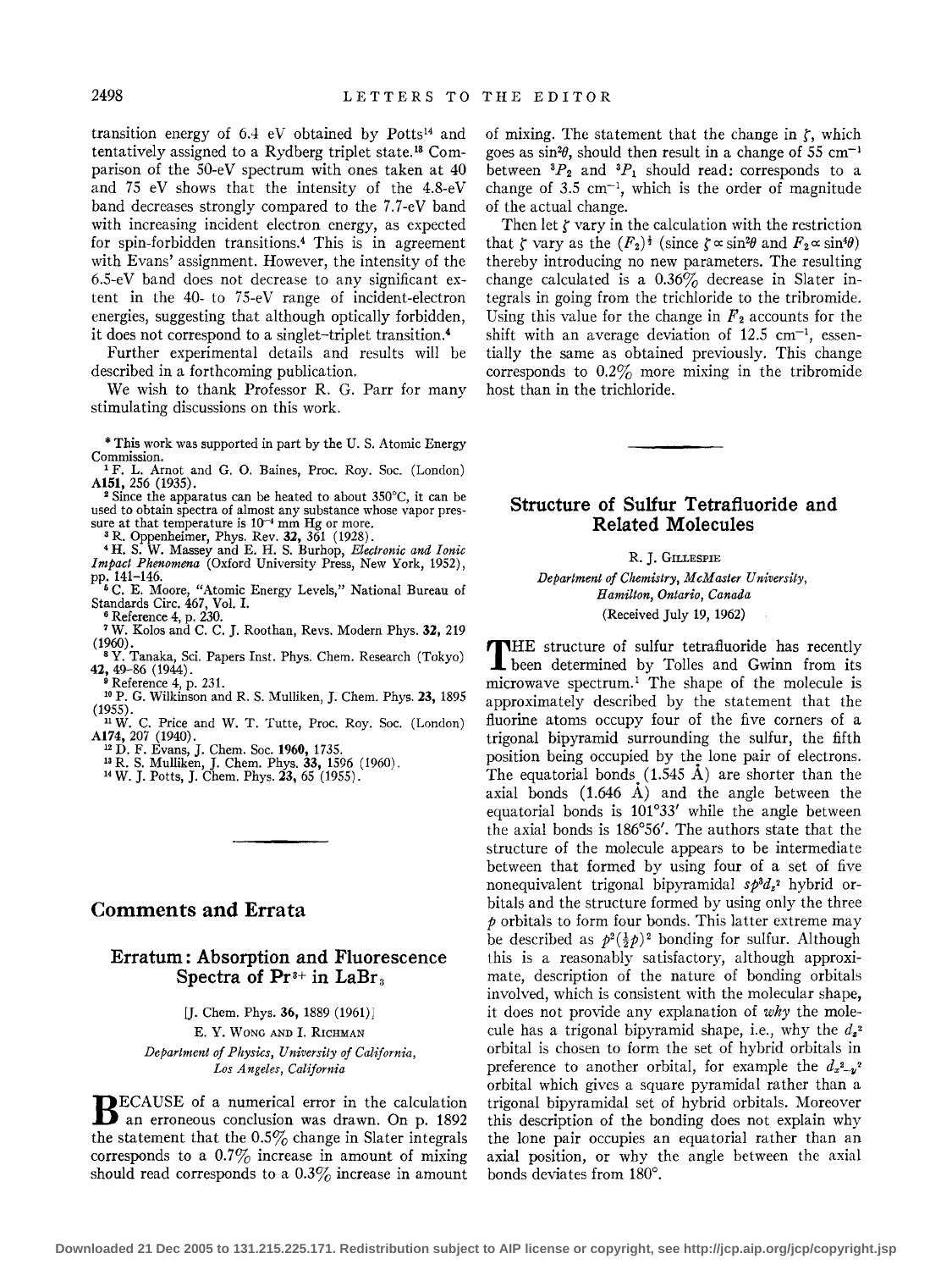transition energy of 6.4 eV obtained by Potts[14] and tentatively assigned to a Rydberg triplet state.[13] Comparison of the 50-eV spectrum with ones taken at 40 and 75 eV shows that the intensity of the 4.8-eV band decreases strongly compared to the 7.7-eV band with increasing incident electron energy, as expected for spin-forbidden transitions.[4] This is in agreement with Evans' assignment. However, the intensity of the 6.5-eV band does not decrease to any significant extent in the 40- to 75-eV range of incident-electron energies, suggesting that although optically forbidden, it does not correspond to a singlet–triplet transition.[4]

Further experimental details and results will be described in a forthcoming publication.

We wish to thank Professor R. G. Parr for many stimulating discussions on this work.

\* This work was supported in part by the U. S. Atomic Energy Commission.

[1] F. L. Arnot and G. O. Baines, Proc. Roy. Soc. (London) **A151**, 256 (1935).

[2] Since the apparatus can be heated to about 350°C, it can be used to obtain spectra of almost any substance whose vapor pressure at that temperature is $10^{-4}$ mm Hg or more.

[3] R. Oppenheimer, Phys. Rev. **32**, 361 (1928).

[4] H. S. W. Massey and E. H. S. Burhop, *Electronic and Ionic Impact Phenomena* (Oxford University Press, New York, 1952), pp. 141–146.

[5] C. E. Moore, "Atomic Energy Levels," National Bureau of Standards Circ. 467, Vol. I.

[6] Reference 4, p. 230.

[7] W. Kolos and C. C. J. Roothan, Revs. Modern Phys. **32**, 219 (1960).

[8] Y. Tanaka, Sci. Papers Inst. Phys. Chem. Research (Tokyo) **42**, 49–86 (1944).

[9] Reference 4, p. 231.

[10] P. G. Wilkinson and R. S. Mulliken, J. Chem. Phys. **23**, 1895 (1955).

[11] W. C. Price and W. T. Tutte, Proc. Roy. Soc. (London) **A174**, 207 (1940).

[12] D. F. Evans, J. Chem. Soc. **1960**, 1735.

[13] R. S. Mulliken, J. Chem. Phys. **33**, 1596 (1960).

[14] W. J. Potts, J. Chem. Phys. **23**, 65 (1955).

# Comments and Errata

## Erratum: Absorption and Fluorescence Spectra of $Pr^{3+}$ in $LaBr_3$

[J. Chem. Phys. **36**, 1889 (1961)]

E. Y. Wong and I. Richman

*Department of Physics, University of California, Los Angeles, California*

Because of a numerical error in the calculation an erroneous conclusion was drawn. On p. 1892 the statement that the 0.5% change in Slater integrals corresponds to a 0.7% increase in amount of mixing should read corresponds to a 0.3% increase in amount of mixing. The statement that the change in $\zeta$, which goes as $\sin^2\theta$, should then result in a change of 55 cm$^{-1}$ between $^3P_2$ and $^3P_1$ should read: corresponds to a change of 3.5 cm$^{-1}$, which is the order of magnitude of the actual change.

Then let $\zeta$ vary in the calculation with the restriction that $\zeta$ vary as the $(F_2)^{\frac{1}{2}}$ (since $\zeta \propto \sin^2\theta$ and $F_2 \propto \sin^4\theta$) thereby introducing no new parameters. The resulting change calculated is a 0.36% decrease in Slater integrals in going from the trichloride to the tribromide. Using this value for the change in $F_2$ accounts for the shift with an average deviation of 12.5 cm$^{-1}$, essentially the same as obtained previously. This change corresponds to 0.2% more mixing in the tribromide host than in the trichloride.

## Structure of Sulfur Tetrafluoride and Related Molecules

R. J. Gillespie

*Department of Chemistry, McMaster University, Hamilton, Ontario, Canada*

(Received July 19, 1962)

The structure of sulfur tetrafluoride has recently been determined by Tolles and Gwinn from its microwave spectrum.[1] The shape of the molecule is approximately described by the statement that the fluorine atoms occupy four of the five corners of a trigonal bipyramid surrounding the sulfur, the fifth position being occupied by the lone pair of electrons. The equatorial bonds (1.545 Å) are shorter than the axial bonds (1.646 Å) and the angle between the equatorial bonds is 101°33′ while the angle between the axial bonds is 186°56′. The authors state that the structure of the molecule appears to be intermediate between that formed by using four of a set of five nonequivalent trigonal bipyramidal $sp^3d_{z^2}$ hybrid orbitals and the structure formed by using only the three $p$ orbitals to form four bonds. This latter extreme may be described as $p^2(\frac{1}{2}p)^2$ bonding for sulfur. Although this is a reasonably satisfactory, although approximate, description of the nature of bonding orbitals involved, which is consistent with the molecular shape, it does not provide any explanation of *why* the molecule has a trigonal bipyramid shape, i.e., why the $d_{z^2}$ orbital is chosen to form the set of hybrid orbitals in preference to another orbital, for example the $d_{x^2-y^2}$ orbital which gives a square pyramidal rather than a trigonal bipyramidal set of hybrid orbitals. Moreover this description of the bonding does not explain why the lone pair occupies an equatorial rather than an axial position, or why the angle between the axial bonds deviates from 180°.